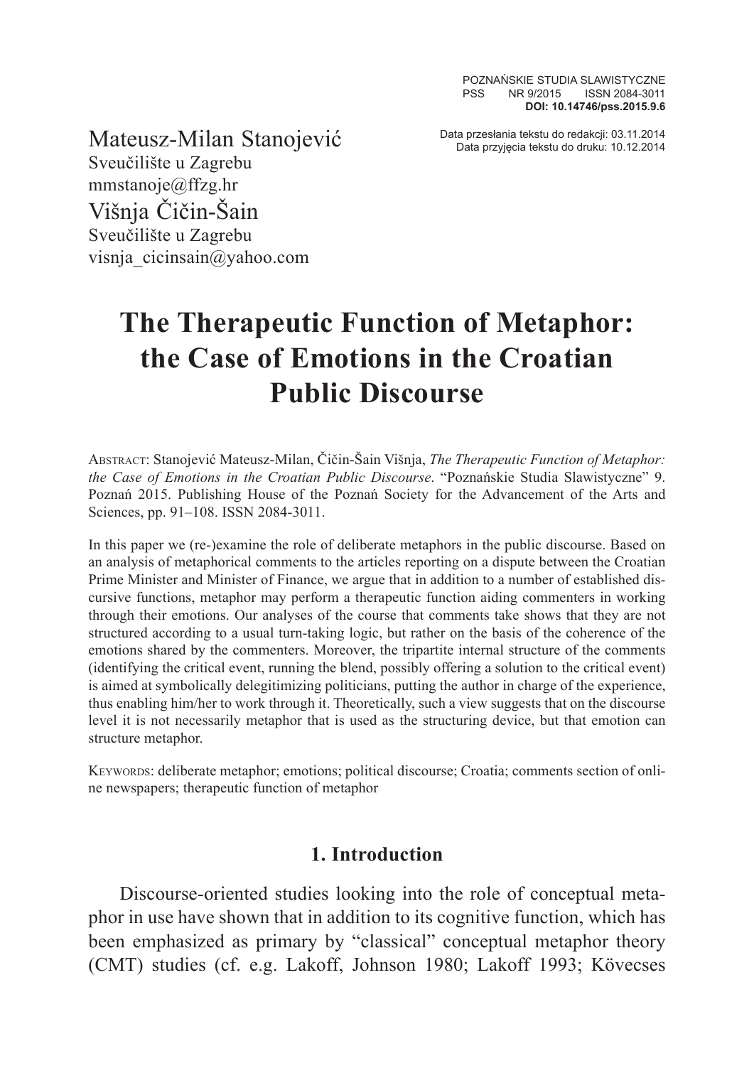POZNAŃSKIE STUDIA SLAWISTYCZNE
PSS NR 9/2015 ISSN 2084-3011
**DOI: 10.14746/pss.2015.9.6**

Data przesłania tekstu do redakcji: 03.11.2014
Data przyjęcia tekstu do druku: 10.12.2014

Mateusz-Milan Stanojević
Sveučilište u Zagrebu
mmstanoje@ffzg.hr

Višnja Čičin-Šain
Sveučilište u Zagrebu
visnja_cicinsain@yahoo.com

# The Therapeutic Function of Metaphor: the Case of Emotions in the Croatian Public Discourse

Abstract: Stanojević Mateusz-Milan, Čičin-Šain Višnja, *The Therapeutic Function of Metaphor: the Case of Emotions in the Croatian Public Discourse*. "Poznańskie Studia Slawistyczne" 9. Poznań 2015. Publishing House of the Poznań Society for the Advancement of the Arts and Sciences, pp. 91–108. ISSN 2084-3011.

In this paper we (re-)examine the role of deliberate metaphors in the public discourse. Based on an analysis of metaphorical comments to the articles reporting on a dispute between the Croatian Prime Minister and Minister of Finance, we argue that in addition to a number of established discursive functions, metaphor may perform a therapeutic function aiding commenters in working through their emotions. Our analyses of the course that comments take shows that they are not structured according to a usual turn-taking logic, but rather on the basis of the coherence of the emotions shared by the commenters. Moreover, the tripartite internal structure of the comments (identifying the critical event, running the blend, possibly offering a solution to the critical event) is aimed at symbolically delegitimizing politicians, putting the author in charge of the experience, thus enabling him/her to work through it. Theoretically, such a view suggests that on the discourse level it is not necessarily metaphor that is used as the structuring device, but that emotion can structure metaphor.

Keywords: deliberate metaphor; emotions; political discourse; Croatia; comments section of online newspapers; therapeutic function of metaphor

## 1. Introduction

Discourse-oriented studies looking into the role of conceptual metaphor in use have shown that in addition to its cognitive function, which has been emphasized as primary by "classical" conceptual metaphor theory (CMT) studies (cf. e.g. Lakoff, Johnson 1980; Lakoff 1993; Kövecses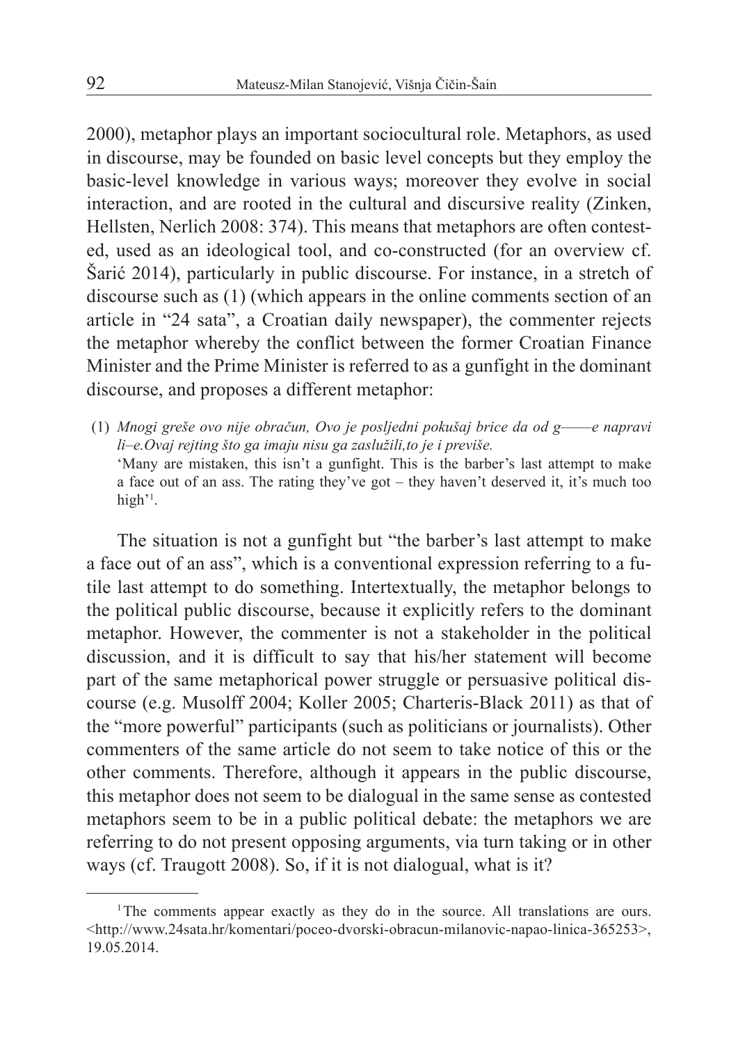2000), metaphor plays an important sociocultural role. Metaphors, as used in discourse, may be founded on basic level concepts but they employ the basic-level knowledge in various ways; moreover they evolve in social interaction, and are rooted in the cultural and discursive reality (Zinken, Hellsten, Nerlich 2008: 374). This means that metaphors are often contested, used as an ideological tool, and co-constructed (for an overview cf. Šarić 2014), particularly in public discourse. For instance, in a stretch of discourse such as (1) (which appears in the online comments section of an article in "24 sata", a Croatian daily newspaper), the commenter rejects the metaphor whereby the conflict between the former Croatian Finance Minister and the Prime Minister is referred to as a gunfight in the dominant discourse, and proposes a different metaphor:

(1) *Mnogi greše ovo nije obračun, Ovo je posljedni pokušaj brice da od g——e napravi li–e.Ovaj rejting što ga imaju nisu ga zaslužili,to je i previše.*
'Many are mistaken, this isn't a gunfight. This is the barber's last attempt to make a face out of an ass. The rating they've got – they haven't deserved it, it's much too high'[1].

The situation is not a gunfight but "the barber's last attempt to make a face out of an ass", which is a conventional expression referring to a futile last attempt to do something. Intertextually, the metaphor belongs to the political public discourse, because it explicitly refers to the dominant metaphor. However, the commenter is not a stakeholder in the political discussion, and it is difficult to say that his/her statement will become part of the same metaphorical power struggle or persuasive political discourse (e.g. Musolff 2004; Koller 2005; Charteris-Black 2011) as that of the "more powerful" participants (such as politicians or journalists). Other commenters of the same article do not seem to take notice of this or the other comments. Therefore, although it appears in the public discourse, this metaphor does not seem to be dialogual in the same sense as contested metaphors seem to be in a public political debate: the metaphors we are referring to do not present opposing arguments, via turn taking or in other ways (cf. Traugott 2008). So, if it is not dialogual, what is it?

[1] The comments appear exactly as they do in the source. All translations are ours. <http://www.24sata.hr/komentari/poceo-dvorski-obracun-milanovic-napao-linica-365253>, 19.05.2014.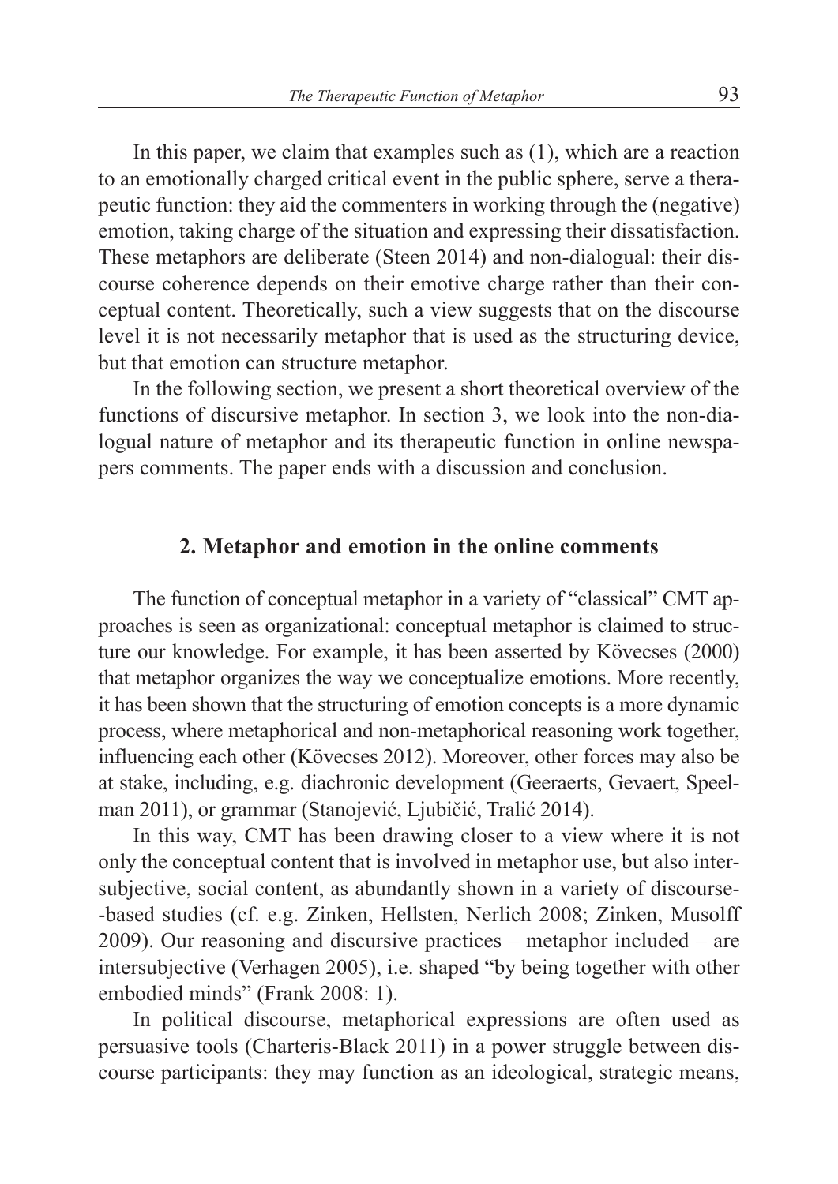In this paper, we claim that examples such as (1), which are a reaction to an emotionally charged critical event in the public sphere, serve a therapeutic function: they aid the commenters in working through the (negative) emotion, taking charge of the situation and expressing their dissatisfaction. These metaphors are deliberate (Steen 2014) and non-dialogual: their discourse coherence depends on their emotive charge rather than their conceptual content. Theoretically, such a view suggests that on the discourse level it is not necessarily metaphor that is used as the structuring device, but that emotion can structure metaphor.

In the following section, we present a short theoretical overview of the functions of discursive metaphor. In section 3, we look into the non-dialogual nature of metaphor and its therapeutic function in online newspapers comments. The paper ends with a discussion and conclusion.

## 2. Metaphor and emotion in the online comments

The function of conceptual metaphor in a variety of "classical" CMT approaches is seen as organizational: conceptual metaphor is claimed to structure our knowledge. For example, it has been asserted by Kövecses (2000) that metaphor organizes the way we conceptualize emotions. More recently, it has been shown that the structuring of emotion concepts is a more dynamic process, where metaphorical and non-metaphorical reasoning work together, influencing each other (Kövecses 2012). Moreover, other forces may also be at stake, including, e.g. diachronic development (Geeraerts, Gevaert, Speelman 2011), or grammar (Stanojević, Ljubičić, Tralić 2014).

In this way, CMT has been drawing closer to a view where it is not only the conceptual content that is involved in metaphor use, but also intersubjective, social content, as abundantly shown in a variety of discourse-based studies (cf. e.g. Zinken, Hellsten, Nerlich 2008; Zinken, Musolff 2009). Our reasoning and discursive practices – metaphor included – are intersubjective (Verhagen 2005), i.e. shaped "by being together with other embodied minds" (Frank 2008: 1).

In political discourse, metaphorical expressions are often used as persuasive tools (Charteris-Black 2011) in a power struggle between discourse participants: they may function as an ideological, strategic means,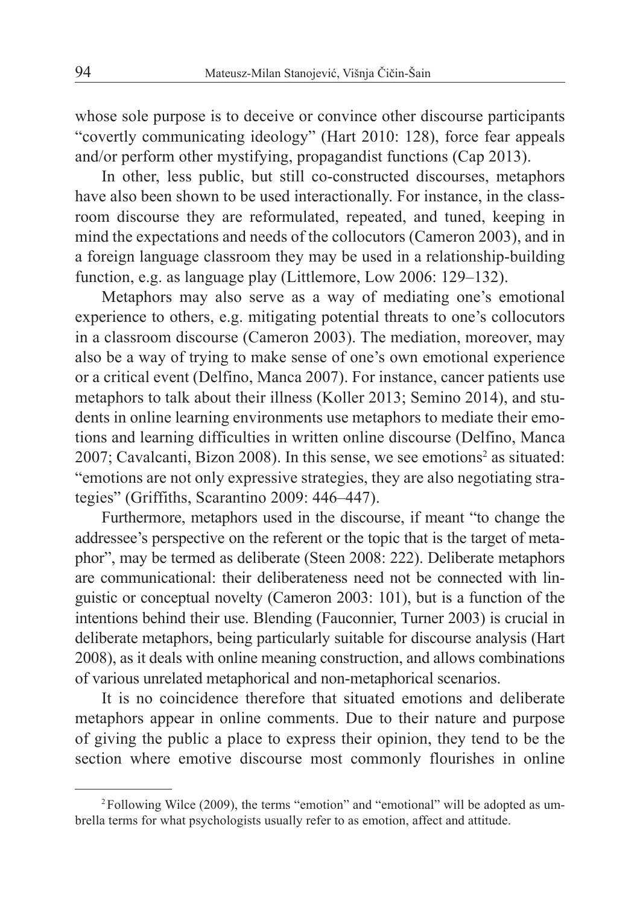whose sole purpose is to deceive or convince other discourse participants "covertly communicating ideology" (Hart 2010: 128), force fear appeals and/or perform other mystifying, propagandist functions (Cap 2013).

In other, less public, but still co-constructed discourses, metaphors have also been shown to be used interactionally. For instance, in the classroom discourse they are reformulated, repeated, and tuned, keeping in mind the expectations and needs of the collocutors (Cameron 2003), and in a foreign language classroom they may be used in a relationship-building function, e.g. as language play (Littlemore, Low 2006: 129–132).

Metaphors may also serve as a way of mediating one's emotional experience to others, e.g. mitigating potential threats to one's collocutors in a classroom discourse (Cameron 2003). The mediation, moreover, may also be a way of trying to make sense of one's own emotional experience or a critical event (Delfino, Manca 2007). For instance, cancer patients use metaphors to talk about their illness (Koller 2013; Semino 2014), and students in online learning environments use metaphors to mediate their emotions and learning difficulties in written online discourse (Delfino, Manca 2007; Cavalcanti, Bizon 2008). In this sense, we see emotions[2] as situated: "emotions are not only expressive strategies, they are also negotiating strategies" (Griffiths, Scarantino 2009: 446–447).

Furthermore, metaphors used in the discourse, if meant "to change the addressee's perspective on the referent or the topic that is the target of metaphor", may be termed as deliberate (Steen 2008: 222). Deliberate metaphors are communicational: their deliberateness need not be connected with linguistic or conceptual novelty (Cameron 2003: 101), but is a function of the intentions behind their use. Blending (Fauconnier, Turner 2003) is crucial in deliberate metaphors, being particularly suitable for discourse analysis (Hart 2008), as it deals with online meaning construction, and allows combinations of various unrelated metaphorical and non-metaphorical scenarios.

It is no coincidence therefore that situated emotions and deliberate metaphors appear in online comments. Due to their nature and purpose of giving the public a place to express their opinion, they tend to be the section where emotive discourse most commonly flourishes in online

[2] Following Wilce (2009), the terms "emotion" and "emotional" will be adopted as umbrella terms for what psychologists usually refer to as emotion, affect and attitude.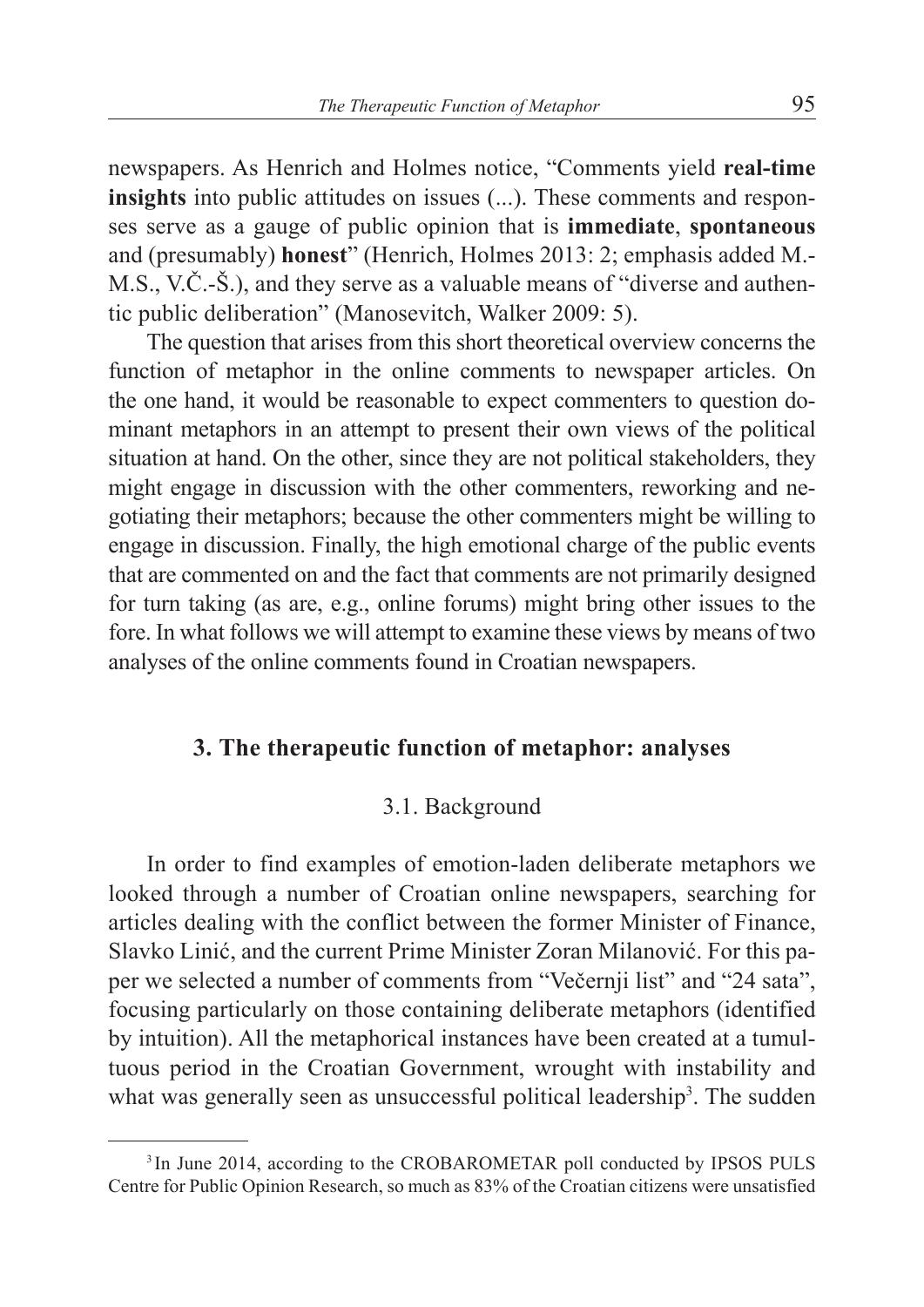newspapers. As Henrich and Holmes notice, "Comments yield **real-time insights** into public attitudes on issues (...). These comments and responses serve as a gauge of public opinion that is **immediate**, **spontaneous** and (presumably) **honest**" (Henrich, Holmes 2013: 2; emphasis added M.-M.S., V.Č.-Š.), and they serve as a valuable means of "diverse and authentic public deliberation" (Manosevitch, Walker 2009: 5).

The question that arises from this short theoretical overview concerns the function of metaphor in the online comments to newspaper articles. On the one hand, it would be reasonable to expect commenters to question dominant metaphors in an attempt to present their own views of the political situation at hand. On the other, since they are not political stakeholders, they might engage in discussion with the other commenters, reworking and negotiating their metaphors; because the other commenters might be willing to engage in discussion. Finally, the high emotional charge of the public events that are commented on and the fact that comments are not primarily designed for turn taking (as are, e.g., online forums) might bring other issues to the fore. In what follows we will attempt to examine these views by means of two analyses of the online comments found in Croatian newspapers.

## 3. The therapeutic function of metaphor: analyses

### 3.1. Background

In order to find examples of emotion-laden deliberate metaphors we looked through a number of Croatian online newspapers, searching for articles dealing with the conflict between the former Minister of Finance, Slavko Linić, and the current Prime Minister Zoran Milanović. For this paper we selected a number of comments from "Večernji list" and "24 sata", focusing particularly on those containing deliberate metaphors (identified by intuition). All the metaphorical instances have been created at a tumultuous period in the Croatian Government, wrought with instability and what was generally seen as unsuccessful political leadership[3]. The sudden

[3] In June 2014, according to the CROBAROMETAR poll conducted by IPSOS PULS Centre for Public Opinion Research, so much as 83% of the Croatian citizens were unsatisfied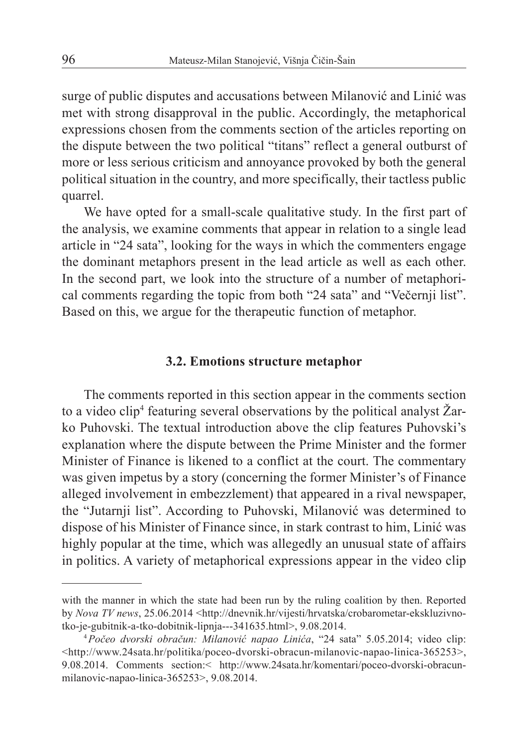surge of public disputes and accusations between Milanović and Linić was met with strong disapproval in the public. Accordingly, the metaphorical expressions chosen from the comments section of the articles reporting on the dispute between the two political "titans" reflect a general outburst of more or less serious criticism and annoyance provoked by both the general political situation in the country, and more specifically, their tactless public quarrel.

We have opted for a small-scale qualitative study. In the first part of the analysis, we examine comments that appear in relation to a single lead article in "24 sata", looking for the ways in which the commenters engage the dominant metaphors present in the lead article as well as each other. In the second part, we look into the structure of a number of metaphorical comments regarding the topic from both "24 sata" and "Večernji list". Based on this, we argue for the therapeutic function of metaphor.

### 3.2. Emotions structure metaphor

The comments reported in this section appear in the comments section to a video clip[4] featuring several observations by the political analyst Žarko Puhovski. The textual introduction above the clip features Puhovski's explanation where the dispute between the Prime Minister and the former Minister of Finance is likened to a conflict at the court. The commentary was given impetus by a story (concerning the former Minister's of Finance alleged involvement in embezzlement) that appeared in a rival newspaper, the "Jutarnji list". According to Puhovski, Milanović was determined to dispose of his Minister of Finance since, in stark contrast to him, Linić was highly popular at the time, which was allegedly an unusual state of affairs in politics. A variety of metaphorical expressions appear in the video clip

---

with the manner in which the state had been run by the ruling coalition by then. Reported by *Nova TV news*, 25.06.2014 <http://dnevnik.hr/vijesti/hrvatska/crobarometar-ekskluzivno-tko-je-gubitnik-a-tko-dobitnik-lipnja---341635.html>, 9.08.2014.

[4] *Počeo dvorski obračun: Milanović napao Linića*, "24 sata" 5.05.2014; video clip: <http://www.24sata.hr/politika/poceo-dvorski-obracun-milanovic-napao-linica-365253>, 9.08.2014. Comments section:< http://www.24sata.hr/komentari/poceo-dvorski-obracun-milanovic-napao-linica-365253>, 9.08.2014.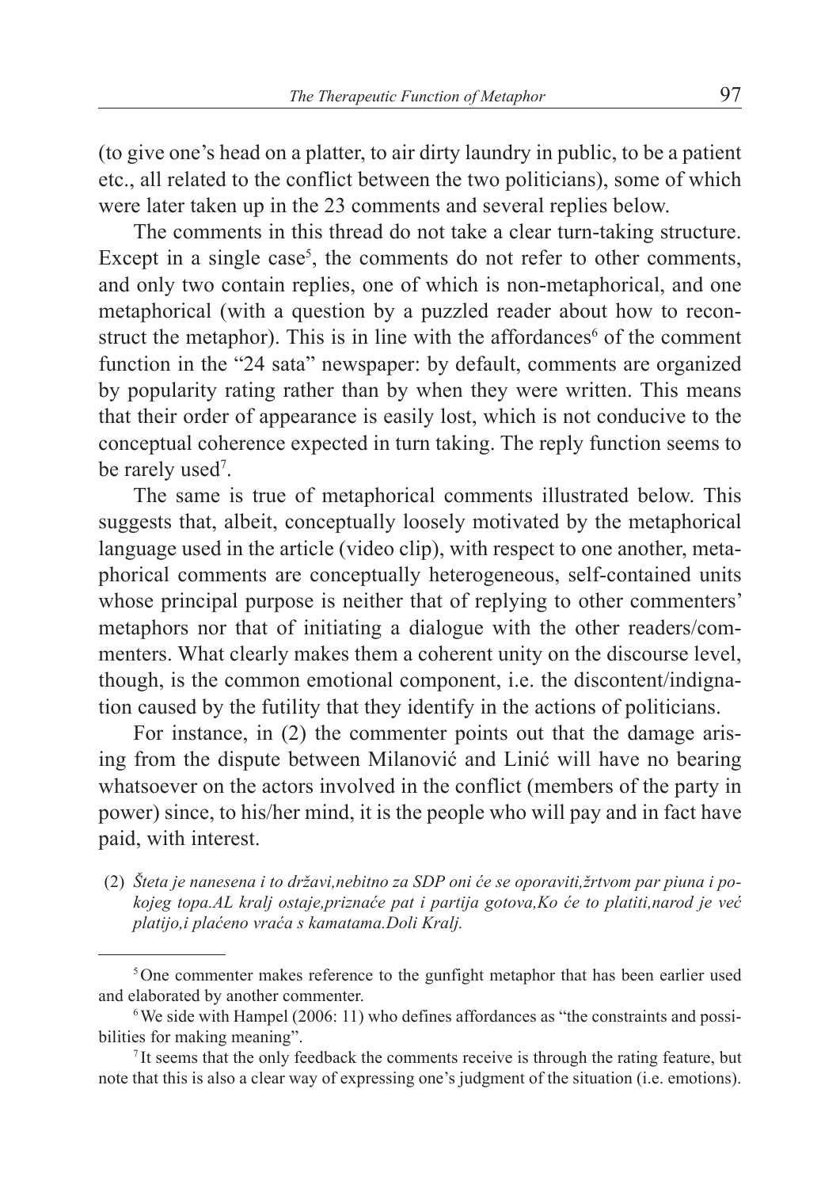(to give one's head on a platter, to air dirty laundry in public, to be a patient etc., all related to the conflict between the two politicians), some of which were later taken up in the 23 comments and several replies below.

The comments in this thread do not take a clear turn-taking structure. Except in a single case[5], the comments do not refer to other comments, and only two contain replies, one of which is non-metaphorical, and one metaphorical (with a question by a puzzled reader about how to reconstruct the metaphor). This is in line with the affordances[6] of the comment function in the "24 sata" newspaper: by default, comments are organized by popularity rating rather than by when they were written. This means that their order of appearance is easily lost, which is not conducive to the conceptual coherence expected in turn taking. The reply function seems to be rarely used[7].

The same is true of metaphorical comments illustrated below. This suggests that, albeit, conceptually loosely motivated by the metaphorical language used in the article (video clip), with respect to one another, metaphorical comments are conceptually heterogeneous, self-contained units whose principal purpose is neither that of replying to other commenters' metaphors nor that of initiating a dialogue with the other readers/commenters. What clearly makes them a coherent unity on the discourse level, though, is the common emotional component, i.e. the discontent/indignation caused by the futility that they identify in the actions of politicians.

For instance, in (2) the commenter points out that the damage arising from the dispute between Milanović and Linić will have no bearing whatsoever on the actors involved in the conflict (members of the party in power) since, to his/her mind, it is the people who will pay and in fact have paid, with interest.

(2) *Šteta je nanesena i to državi,nebitno za SDP oni će se oporaviti,žrtvom par piuna i pokojeg topa.AL kralj ostaje,priznaće pat i partija gotova,Ko će to platiti,narod je već platijo,i plaćeno vraća s kamatama.Doli Kralj.*

---

[5] One commenter makes reference to the gunfight metaphor that has been earlier used and elaborated by another commenter.

[6] We side with Hampel (2006: 11) who defines affordances as "the constraints and possibilities for making meaning".

[7] It seems that the only feedback the comments receive is through the rating feature, but note that this is also a clear way of expressing one's judgment of the situation (i.e. emotions).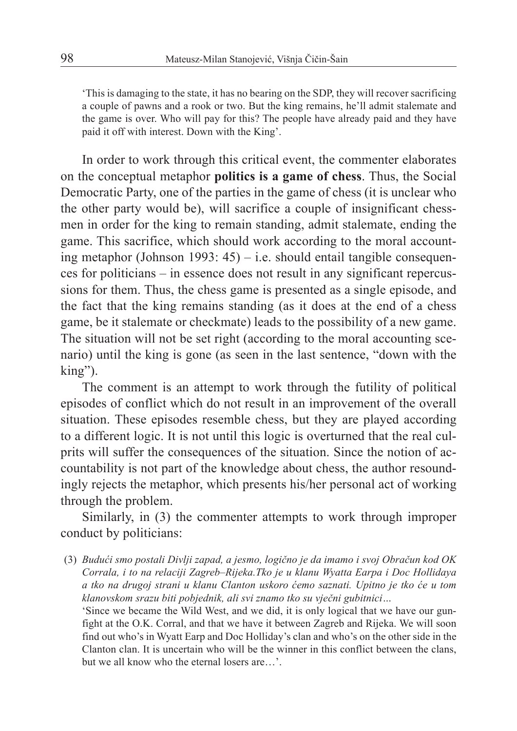'This is damaging to the state, it has no bearing on the SDP, they will recover sacrificing a couple of pawns and a rook or two. But the king remains, he'll admit stalemate and the game is over. Who will pay for this? The people have already paid and they have paid it off with interest. Down with the King'.

In order to work through this critical event, the commenter elaborates on the conceptual metaphor **politics is a game of chess**. Thus, the Social Democratic Party, one of the parties in the game of chess (it is unclear who the other party would be), will sacrifice a couple of insignificant chessmen in order for the king to remain standing, admit stalemate, ending the game. This sacrifice, which should work according to the moral accounting metaphor (Johnson 1993: 45) – i.e. should entail tangible consequences for politicians – in essence does not result in any significant repercussions for them. Thus, the chess game is presented as a single episode, and the fact that the king remains standing (as it does at the end of a chess game, be it stalemate or checkmate) leads to the possibility of a new game. The situation will not be set right (according to the moral accounting scenario) until the king is gone (as seen in the last sentence, "down with the king").

The comment is an attempt to work through the futility of political episodes of conflict which do not result in an improvement of the overall situation. These episodes resemble chess, but they are played according to a different logic. It is not until this logic is overturned that the real culprits will suffer the consequences of the situation. Since the notion of accountability is not part of the knowledge about chess, the author resoundingly rejects the metaphor, which presents his/her personal act of working through the problem.

Similarly, in (3) the commenter attempts to work through improper conduct by politicians:

(3) *Budući smo postali Divlji zapad, a jesmo, logično je da imamo i svoj Obračun kod OK Corrala, i to na relaciji Zagreb–Rijeka.Tko je u klanu Wyatta Earpa i Doc Hollidaya a tko na drugoj strani u klanu Clanton uskoro ćemo saznati. Upitno je tko će u tom klanovskom srazu biti pobjednik, ali svi znamo tko su vječni gubitnici…*
'Since we became the Wild West, and we did, it is only logical that we have our gunfight at the O.K. Corral, and that we have it between Zagreb and Rijeka. We will soon find out who's in Wyatt Earp and Doc Holliday's clan and who's on the other side in the Clanton clan. It is uncertain who will be the winner in this conflict between the clans, but we all know who the eternal losers are…'.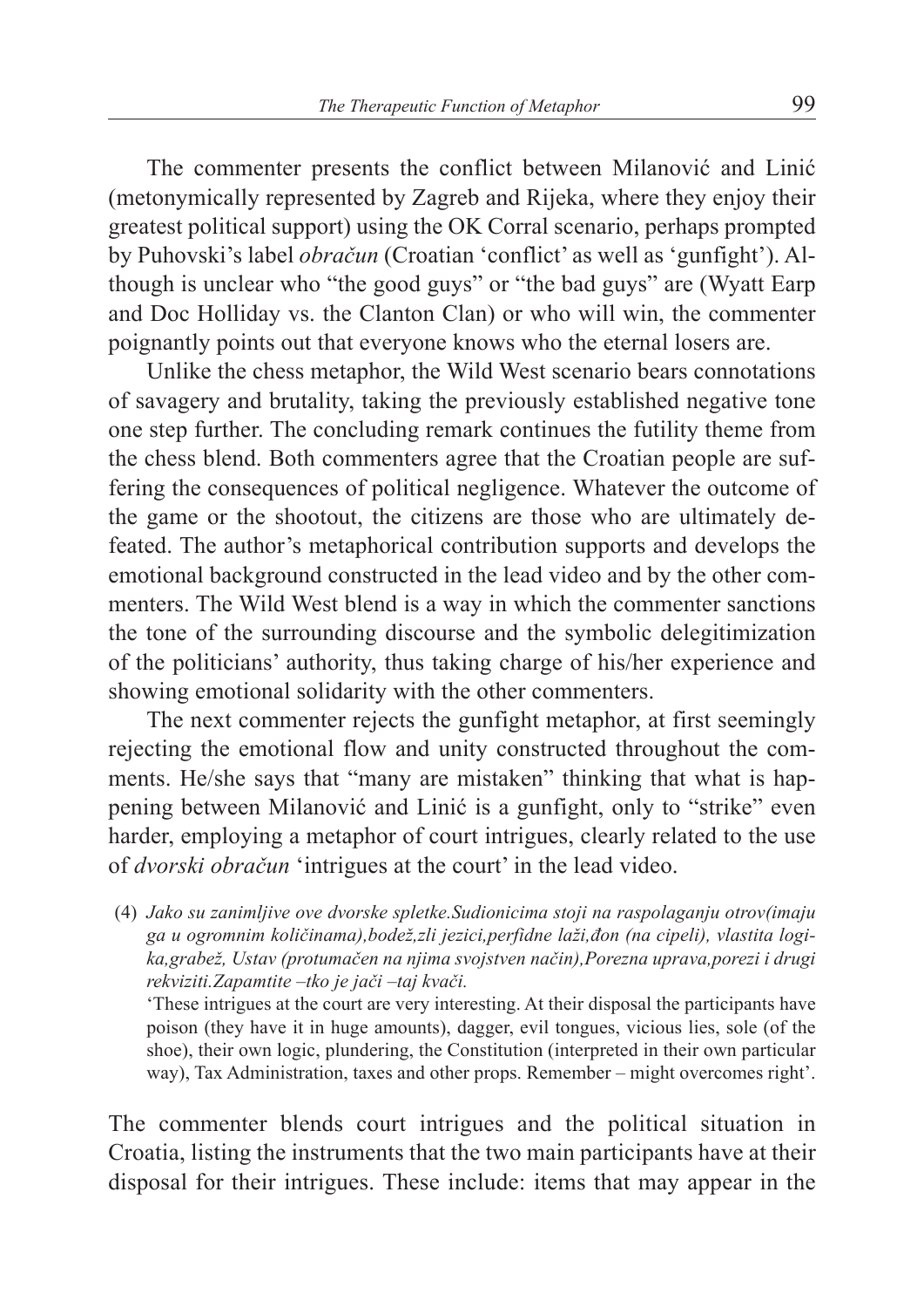The commenter presents the conflict between Milanović and Linić (metonymically represented by Zagreb and Rijeka, where they enjoy their greatest political support) using the OK Corral scenario, perhaps prompted by Puhovski's label *obračun* (Croatian 'conflict' as well as 'gunfight'). Although is unclear who "the good guys" or "the bad guys" are (Wyatt Earp and Doc Holliday vs. the Clanton Clan) or who will win, the commenter poignantly points out that everyone knows who the eternal losers are.

Unlike the chess metaphor, the Wild West scenario bears connotations of savagery and brutality, taking the previously established negative tone one step further. The concluding remark continues the futility theme from the chess blend. Both commenters agree that the Croatian people are suffering the consequences of political negligence. Whatever the outcome of the game or the shootout, the citizens are those who are ultimately defeated. The author's metaphorical contribution supports and develops the emotional background constructed in the lead video and by the other commenters. The Wild West blend is a way in which the commenter sanctions the tone of the surrounding discourse and the symbolic delegitimization of the politicians' authority, thus taking charge of his/her experience and showing emotional solidarity with the other commenters.

The next commenter rejects the gunfight metaphor, at first seemingly rejecting the emotional flow and unity constructed throughout the comments. He/she says that "many are mistaken" thinking that what is happening between Milanović and Linić is a gunfight, only to "strike" even harder, employing a metaphor of court intrigues, clearly related to the use of *dvorski obračun* 'intrigues at the court' in the lead video.

(4) *Jako su zanimljive ove dvorske spletke.Sudionicima stoji na raspolaganju otrov(imaju ga u ogromnim količinama),bodež,zli jezici,perfidne laži,đon (na cipeli), vlastita logika,grabež, Ustav (protumačen na njima svojstven način),Porezna uprava,porezi i drugi rekviziti.Zapamtite –tko je jači –taj kvači.*

'These intrigues at the court are very interesting. At their disposal the participants have poison (they have it in huge amounts), dagger, evil tongues, vicious lies, sole (of the shoe), their own logic, plundering, the Constitution (interpreted in their own particular way), Tax Administration, taxes and other props. Remember – might overcomes right'.

The commenter blends court intrigues and the political situation in Croatia, listing the instruments that the two main participants have at their disposal for their intrigues. These include: items that may appear in the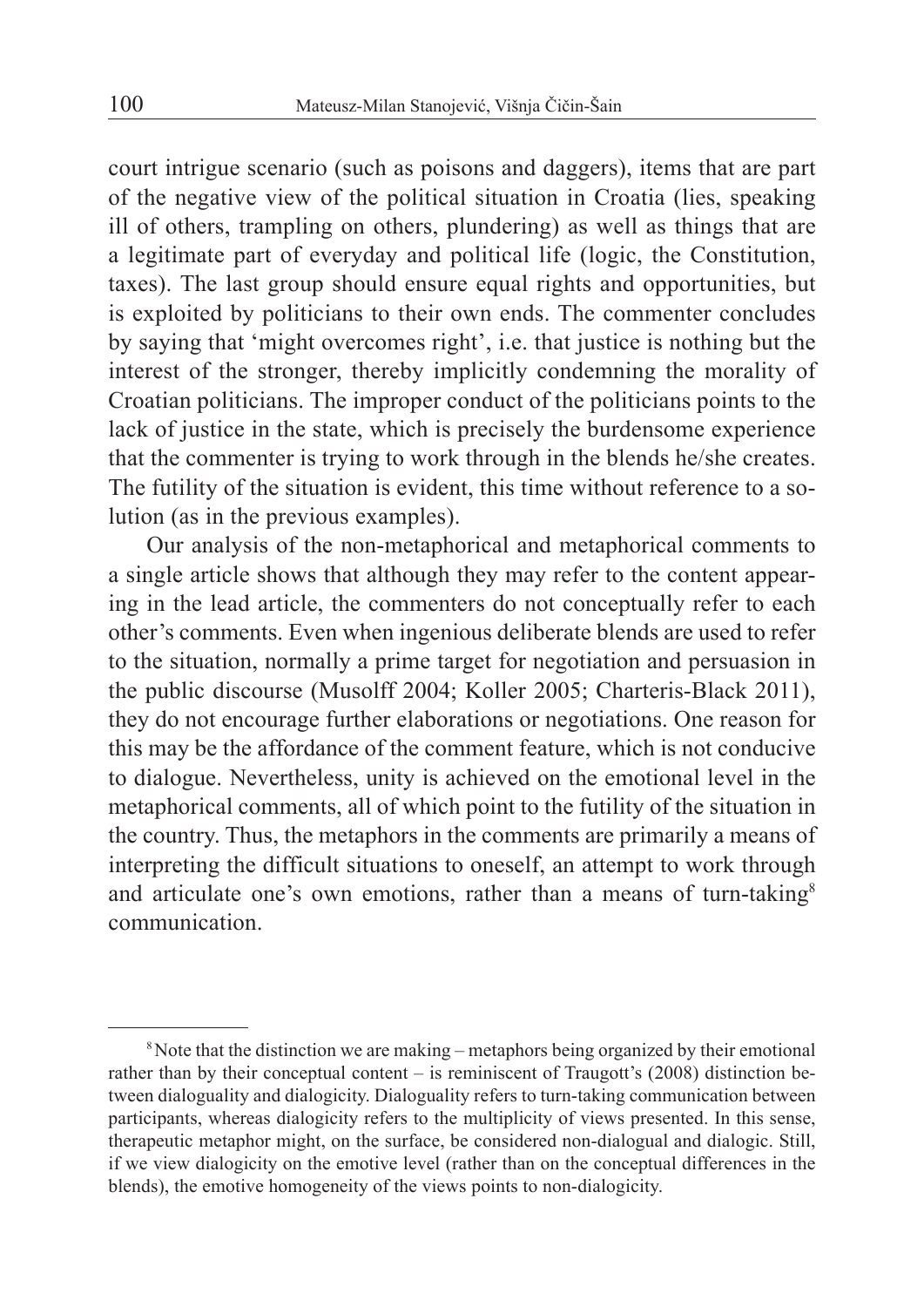court intrigue scenario (such as poisons and daggers), items that are part of the negative view of the political situation in Croatia (lies, speaking ill of others, trampling on others, plundering) as well as things that are a legitimate part of everyday and political life (logic, the Constitution, taxes). The last group should ensure equal rights and opportunities, but is exploited by politicians to their own ends. The commenter concludes by saying that 'might overcomes right', i.e. that justice is nothing but the interest of the stronger, thereby implicitly condemning the morality of Croatian politicians. The improper conduct of the politicians points to the lack of justice in the state, which is precisely the burdensome experience that the commenter is trying to work through in the blends he/she creates. The futility of the situation is evident, this time without reference to a solution (as in the previous examples).

Our analysis of the non-metaphorical and metaphorical comments to a single article shows that although they may refer to the content appearing in the lead article, the commenters do not conceptually refer to each other's comments. Even when ingenious deliberate blends are used to refer to the situation, normally a prime target for negotiation and persuasion in the public discourse (Musolff 2004; Koller 2005; Charteris-Black 2011), they do not encourage further elaborations or negotiations. One reason for this may be the affordance of the comment feature, which is not conducive to dialogue. Nevertheless, unity is achieved on the emotional level in the metaphorical comments, all of which point to the futility of the situation in the country. Thus, the metaphors in the comments are primarily a means of interpreting the difficult situations to oneself, an attempt to work through and articulate one's own emotions, rather than a means of turn-taking[8] communication.

---

[8] Note that the distinction we are making – metaphors being organized by their emotional rather than by their conceptual content – is reminiscent of Traugott's (2008) distinction between dialoguality and dialogicity. Dialoguality refers to turn-taking communication between participants, whereas dialogicity refers to the multiplicity of views presented. In this sense, therapeutic metaphor might, on the surface, be considered non-dialogual and dialogic. Still, if we view dialogicity on the emotive level (rather than on the conceptual differences in the blends), the emotive homogeneity of the views points to non-dialogicity.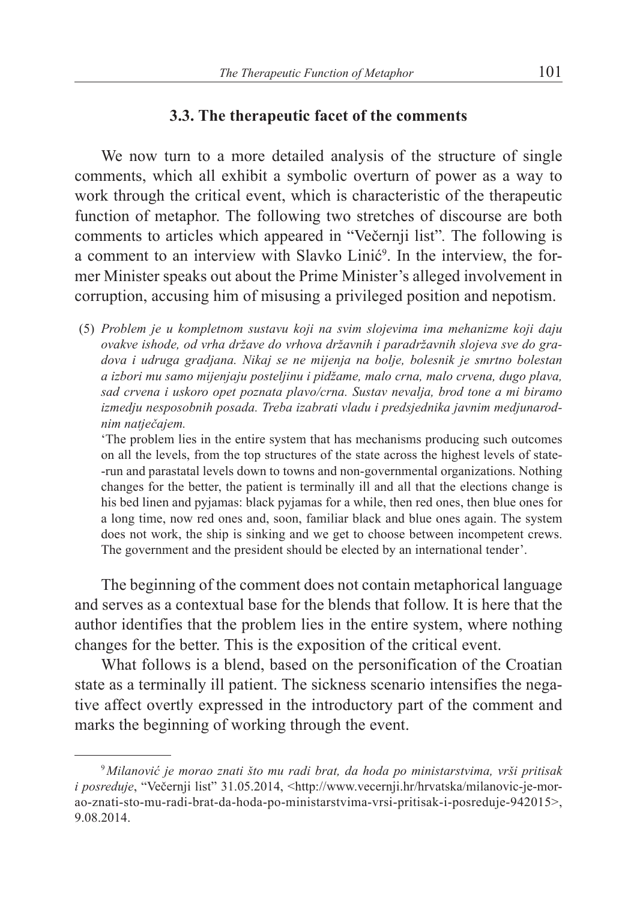### 3.3. The therapeutic facet of the comments

We now turn to a more detailed analysis of the structure of single comments, which all exhibit a symbolic overturn of power as a way to work through the critical event, which is characteristic of the therapeutic function of metaphor. The following two stretches of discourse are both comments to articles which appeared in "Večernji list". The following is a comment to an interview with Slavko Linić[9]. In the interview, the former Minister speaks out about the Prime Minister's alleged involvement in corruption, accusing him of misusing a privileged position and nepotism.

(5) *Problem je u kompletnom sustavu koji na svim slojevima ima mehanizme koji daju ovakve ishode, od vrha države do vrhova državnih i paradržavnih slojeva sve do gradova i udruga gradjana. Nikaj se ne mijenja na bolje, bolesnik je smrtno bolestan a izbori mu samo mijenjaju posteljinu i pidžame, malo crna, malo crvena, dugo plava, sad crvena i uskoro opet poznata plavo/crna. Sustav nevalja, brod tone a mi biramo izmedju nesposobnih posada. Treba izabrati vladu i predsjednika javnim medjunarodnim natječajem.*

'The problem lies in the entire system that has mechanisms producing such outcomes on all the levels, from the top structures of the state across the highest levels of state--run and parastatal levels down to towns and non-governmental organizations. Nothing changes for the better, the patient is terminally ill and all that the elections change is his bed linen and pyjamas: black pyjamas for a while, then red ones, then blue ones for a long time, now red ones and, soon, familiar black and blue ones again. The system does not work, the ship is sinking and we get to choose between incompetent crews. The government and the president should be elected by an international tender'.

The beginning of the comment does not contain metaphorical language and serves as a contextual base for the blends that follow. It is here that the author identifies that the problem lies in the entire system, where nothing changes for the better. This is the exposition of the critical event.

What follows is a blend, based on the personification of the Croatian state as a terminally ill patient. The sickness scenario intensifies the negative affect overtly expressed in the introductory part of the comment and marks the beginning of working through the event.

---

[9] *Milanović je morao znati što mu radi brat, da hoda po ministarstvima, vrši pritisak i posreduje*, "Večernji list" 31.05.2014, <http://www.vecernji.hr/hrvatska/milanovic-je-morao-znati-sto-mu-radi-brat-da-hoda-po-ministarstvima-vrsi-pritisak-i-posreduje-942015>, 9.08.2014.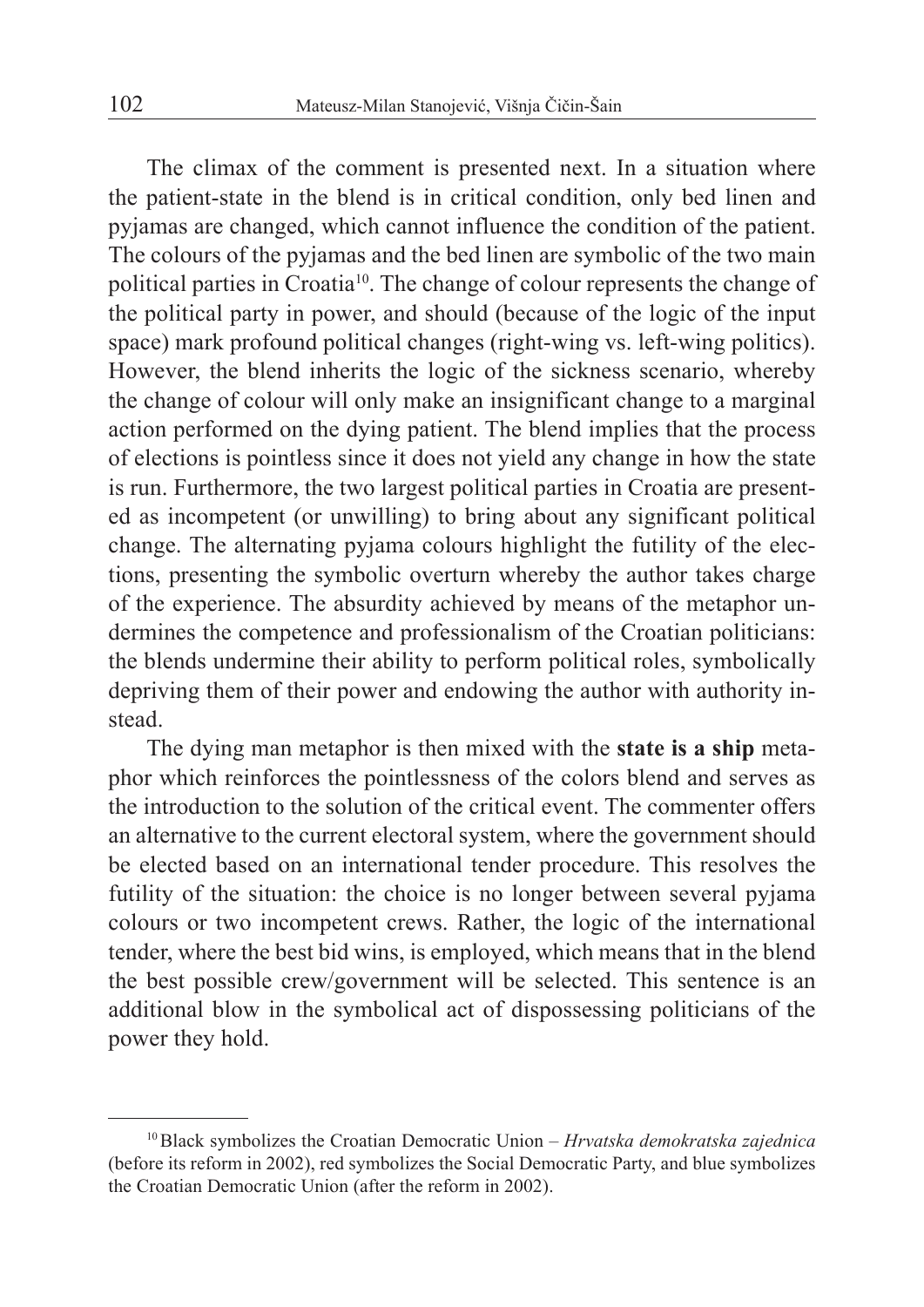The climax of the comment is presented next. In a situation where the patient-state in the blend is in critical condition, only bed linen and pyjamas are changed, which cannot influence the condition of the patient. The colours of the pyjamas and the bed linen are symbolic of the two main political parties in Croatia[10]. The change of colour represents the change of the political party in power, and should (because of the logic of the input space) mark profound political changes (right-wing vs. left-wing politics). However, the blend inherits the logic of the sickness scenario, whereby the change of colour will only make an insignificant change to a marginal action performed on the dying patient. The blend implies that the process of elections is pointless since it does not yield any change in how the state is run. Furthermore, the two largest political parties in Croatia are presented as incompetent (or unwilling) to bring about any significant political change. The alternating pyjama colours highlight the futility of the elections, presenting the symbolic overturn whereby the author takes charge of the experience. The absurdity achieved by means of the metaphor undermines the competence and professionalism of the Croatian politicians: the blends undermine their ability to perform political roles, symbolically depriving them of their power and endowing the author with authority instead.

The dying man metaphor is then mixed with the **state is a ship** metaphor which reinforces the pointlessness of the colors blend and serves as the introduction to the solution of the critical event. The commenter offers an alternative to the current electoral system, where the government should be elected based on an international tender procedure. This resolves the futility of the situation: the choice is no longer between several pyjama colours or two incompetent crews. Rather, the logic of the international tender, where the best bid wins, is employed, which means that in the blend the best possible crew/government will be selected. This sentence is an additional blow in the symbolical act of dispossessing politicians of the power they hold.

---

[10] Black symbolizes the Croatian Democratic Union – *Hrvatska demokratska zajednica* (before its reform in 2002), red symbolizes the Social Democratic Party, and blue symbolizes the Croatian Democratic Union (after the reform in 2002).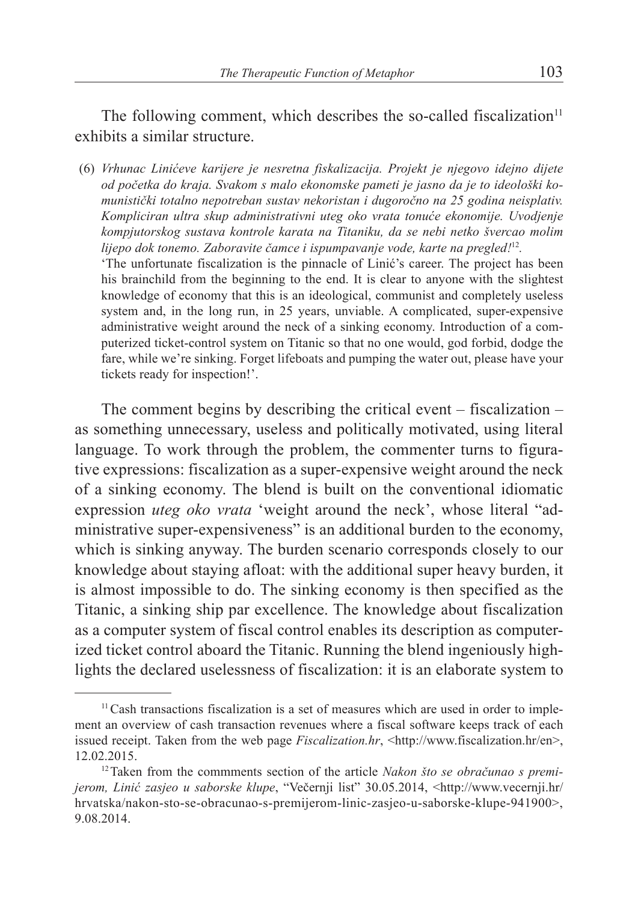The following comment, which describes the so-called fiscalization[11] exhibits a similar structure.

(6) *Vrhunac Linićeve karijere je nesretna fiskalizacija. Projekt je njegovo idejno dijete od početka do kraja. Svakom s malo ekonomske pameti je jasno da je to ideološki komunistički totalno nepotreban sustav nekoristan i dugoročno na 25 godina neisplativ. Kompliciran ultra skup administrativni uteg oko vrata tonuće ekonomije. Uvodjenje kompjutorskog sustava kontrole karata na Titaniku, da se nebi netko švercao molim lijepo dok tonemo. Zaboravite čamce i ispumpavanje vode, karte na pregled!*[12].
'The unfortunate fiscalization is the pinnacle of Linić's career. The project has been his brainchild from the beginning to the end. It is clear to anyone with the slightest knowledge of economy that this is an ideological, communist and completely useless system and, in the long run, in 25 years, unviable. A complicated, super-expensive administrative weight around the neck of a sinking economy. Introduction of a computerized ticket-control system on Titanic so that no one would, god forbid, dodge the fare, while we're sinking. Forget lifeboats and pumping the water out, please have your tickets ready for inspection!'.

The comment begins by describing the critical event – fiscalization – as something unnecessary, useless and politically motivated, using literal language. To work through the problem, the commenter turns to figurative expressions: fiscalization as a super-expensive weight around the neck of a sinking economy. The blend is built on the conventional idiomatic expression *uteg oko vrata* 'weight around the neck', whose literal "administrative super-expensiveness" is an additional burden to the economy, which is sinking anyway. The burden scenario corresponds closely to our knowledge about staying afloat: with the additional super heavy burden, it is almost impossible to do. The sinking economy is then specified as the Titanic, a sinking ship par excellence. The knowledge about fiscalization as a computer system of fiscal control enables its description as computerized ticket control aboard the Titanic. Running the blend ingeniously highlights the declared uselessness of fiscalization: it is an elaborate system to

---

[11] Cash transactions fiscalization is a set of measures which are used in order to implement an overview of cash transaction revenues where a fiscal software keeps track of each issued receipt. Taken from the web page *Fiscalization.hr*, <http://www.fiscalization.hr/en>, 12.02.2015.

[12] Taken from the commments section of the article *Nakon što se obračunao s premijerom, Linić zasjeo u saborske klupe*, "Večernji list" 30.05.2014, <http://www.vecernji.hr/hrvatska/nakon-sto-se-obracunao-s-premijerom-linic-zasjeo-u-saborske-klupe-941900>, 9.08.2014.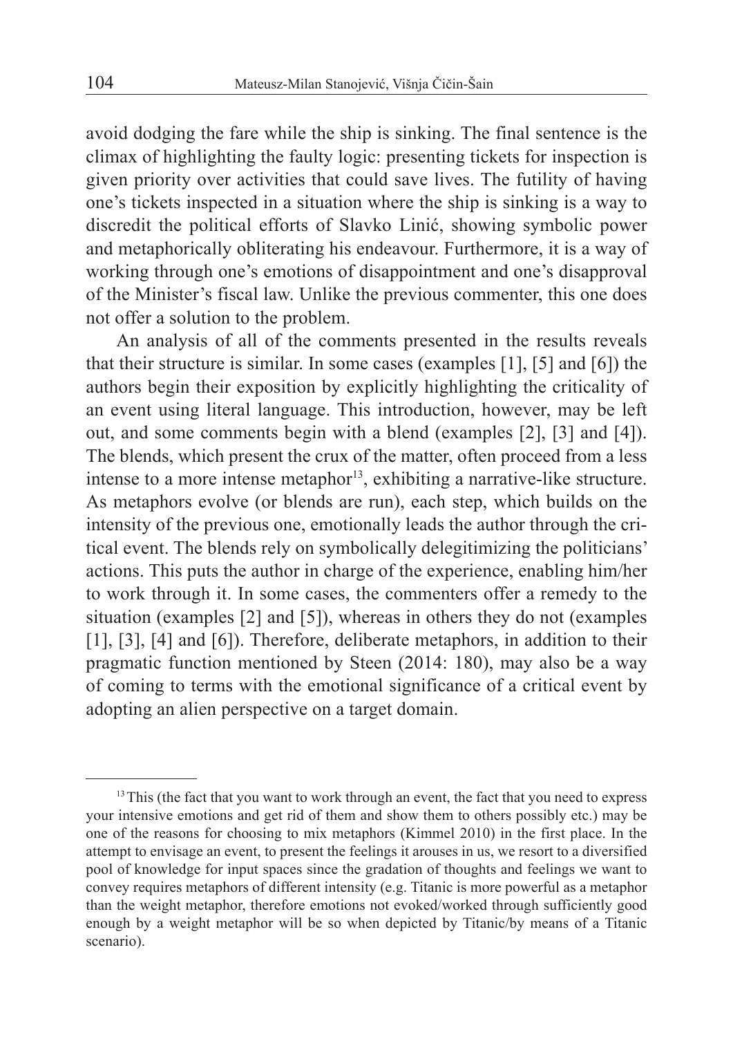avoid dodging the fare while the ship is sinking. The final sentence is the climax of highlighting the faulty logic: presenting tickets for inspection is given priority over activities that could save lives. The futility of having one's tickets inspected in a situation where the ship is sinking is a way to discredit the political efforts of Slavko Linić, showing symbolic power and metaphorically obliterating his endeavour. Furthermore, it is a way of working through one's emotions of disappointment and one's disapproval of the Minister's fiscal law. Unlike the previous commenter, this one does not offer a solution to the problem.

An analysis of all of the comments presented in the results reveals that their structure is similar. In some cases (examples [1], [5] and [6]) the authors begin their exposition by explicitly highlighting the criticality of an event using literal language. This introduction, however, may be left out, and some comments begin with a blend (examples [2], [3] and [4]). The blends, which present the crux of the matter, often proceed from a less intense to a more intense metaphor[13], exhibiting a narrative-like structure. As metaphors evolve (or blends are run), each step, which builds on the intensity of the previous one, emotionally leads the author through the critical event. The blends rely on symbolically delegitimizing the politicians' actions. This puts the author in charge of the experience, enabling him/her to work through it. In some cases, the commenters offer a remedy to the situation (examples [2] and [5]), whereas in others they do not (examples [1], [3], [4] and [6]). Therefore, deliberate metaphors, in addition to their pragmatic function mentioned by Steen (2014: 180), may also be a way of coming to terms with the emotional significance of a critical event by adopting an alien perspective on a target domain.

---

[13] This (the fact that you want to work through an event, the fact that you need to express your intensive emotions and get rid of them and show them to others possibly etc.) may be one of the reasons for choosing to mix metaphors (Kimmel 2010) in the first place. In the attempt to envisage an event, to present the feelings it arouses in us, we resort to a diversified pool of knowledge for input spaces since the gradation of thoughts and feelings we want to convey requires metaphors of different intensity (e.g. Titanic is more powerful as a metaphor than the weight metaphor, therefore emotions not evoked/worked through sufficiently good enough by a weight metaphor will be so when depicted by Titanic/by means of a Titanic scenario).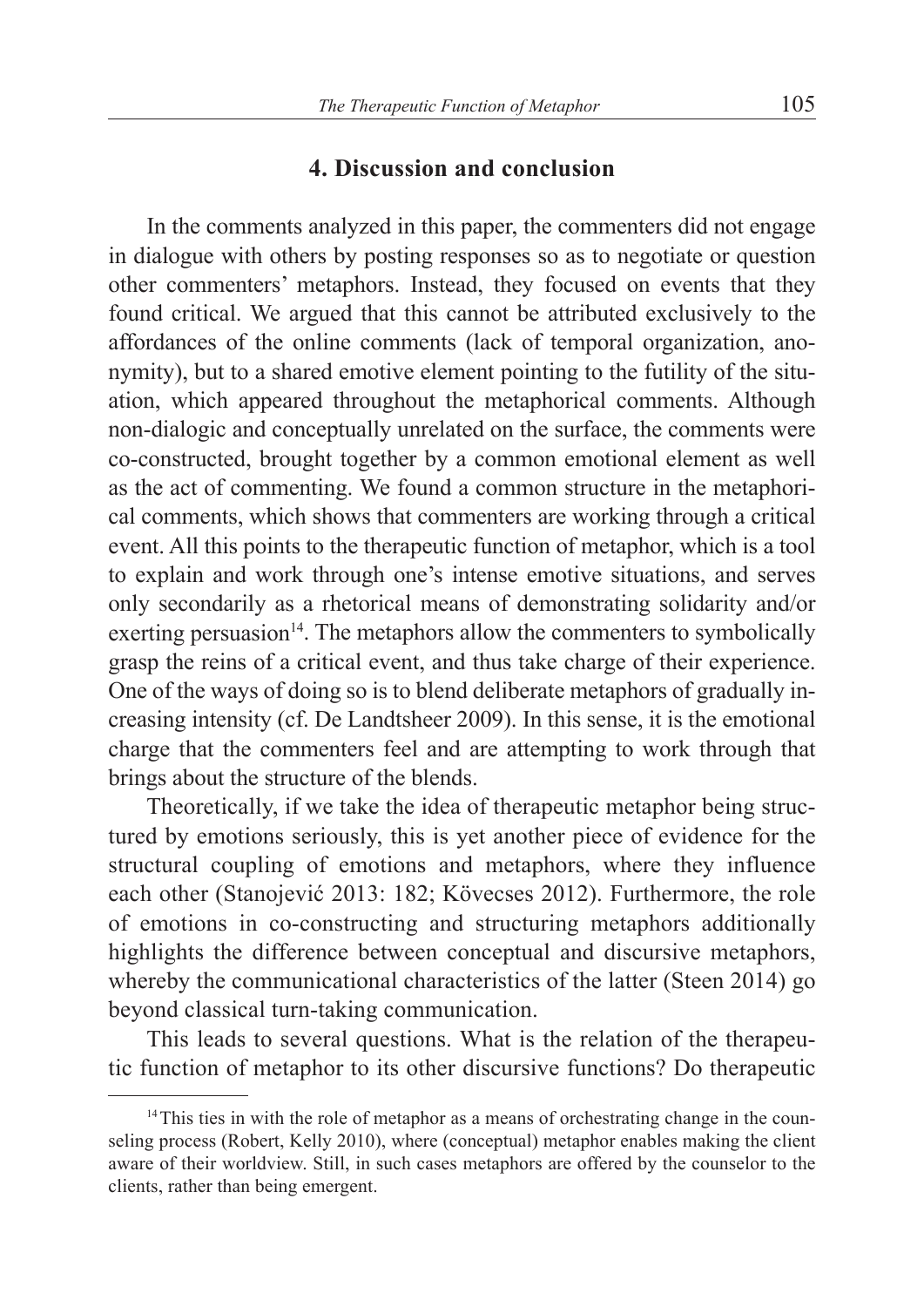## 4. Discussion and conclusion

In the comments analyzed in this paper, the commenters did not engage in dialogue with others by posting responses so as to negotiate or question other commenters' metaphors. Instead, they focused on events that they found critical. We argued that this cannot be attributed exclusively to the affordances of the online comments (lack of temporal organization, anonymity), but to a shared emotive element pointing to the futility of the situation, which appeared throughout the metaphorical comments. Although non-dialogic and conceptually unrelated on the surface, the comments were co-constructed, brought together by a common emotional element as well as the act of commenting. We found a common structure in the metaphorical comments, which shows that commenters are working through a critical event. All this points to the therapeutic function of metaphor, which is a tool to explain and work through one's intense emotive situations, and serves only secondarily as a rhetorical means of demonstrating solidarity and/or exerting persuasion[14]. The metaphors allow the commenters to symbolically grasp the reins of a critical event, and thus take charge of their experience. One of the ways of doing so is to blend deliberate metaphors of gradually increasing intensity (cf. De Landtsheer 2009). In this sense, it is the emotional charge that the commenters feel and are attempting to work through that brings about the structure of the blends.

Theoretically, if we take the idea of therapeutic metaphor being structured by emotions seriously, this is yet another piece of evidence for the structural coupling of emotions and metaphors, where they influence each other (Stanojević 2013: 182; Kövecses 2012). Furthermore, the role of emotions in co-constructing and structuring metaphors additionally highlights the difference between conceptual and discursive metaphors, whereby the communicational characteristics of the latter (Steen 2014) go beyond classical turn-taking communication.

This leads to several questions. What is the relation of the therapeutic function of metaphor to its other discursive functions? Do therapeutic

[14] This ties in with the role of metaphor as a means of orchestrating change in the counseling process (Robert, Kelly 2010), where (conceptual) metaphor enables making the client aware of their worldview. Still, in such cases metaphors are offered by the counselor to the clients, rather than being emergent.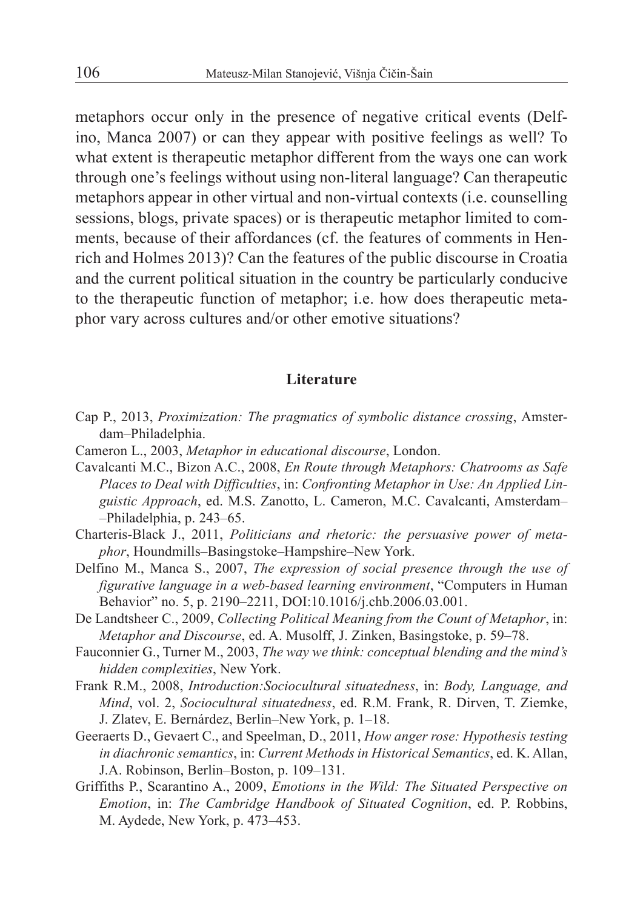metaphors occur only in the presence of negative critical events (Delfino, Manca 2007) or can they appear with positive feelings as well? To what extent is therapeutic metaphor different from the ways one can work through one's feelings without using non-literal language? Can therapeutic metaphors appear in other virtual and non-virtual contexts (i.e. counselling sessions, blogs, private spaces) or is therapeutic metaphor limited to comments, because of their affordances (cf. the features of comments in Henrich and Holmes 2013)? Can the features of the public discourse in Croatia and the current political situation in the country be particularly conducive to the therapeutic function of metaphor; i.e. how does therapeutic metaphor vary across cultures and/or other emotive situations?

## Literature

Cap P., 2013, *Proximization: The pragmatics of symbolic distance crossing*, Amsterdam–Philadelphia.

Cameron L., 2003, *Metaphor in educational discourse*, London.

Cavalcanti M.C., Bizon A.C., 2008, *En Route through Metaphors: Chatrooms as Safe Places to Deal with Difficulties*, in: *Confronting Metaphor in Use: An Applied Linguistic Approach*, ed. M.S. Zanotto, L. Cameron, M.C. Cavalcanti, Amsterdam–Philadelphia, p. 243–65.

Charteris-Black J., 2011, *Politicians and rhetoric: the persuasive power of metaphor*, Houndmills–Basingstoke–Hampshire–New York.

Delfino M., Manca S., 2007, *The expression of social presence through the use of figurative language in a web-based learning environment*, "Computers in Human Behavior" no. 5, p. 2190–2211, DOI:10.1016/j.chb.2006.03.001.

De Landtsheer C., 2009, *Collecting Political Meaning from the Count of Metaphor*, in: *Metaphor and Discourse*, ed. A. Musolff, J. Zinken, Basingstoke, p. 59–78.

Fauconnier G., Turner M., 2003, *The way we think: conceptual blending and the mind's hidden complexities*, New York.

Frank R.M., 2008, *Introduction:Sociocultural situatedness*, in: *Body, Language, and Mind*, vol. 2, *Sociocultural situatedness*, ed. R.M. Frank, R. Dirven, T. Ziemke, J. Zlatev, E. Bernárdez, Berlin–New York, p. 1–18.

Geeraerts D., Gevaert C., and Speelman, D., 2011, *How anger rose: Hypothesis testing in diachronic semantics*, in: *Current Methods in Historical Semantics*, ed. K. Allan, J.A. Robinson, Berlin–Boston, p. 109–131.

Griffiths P., Scarantino A., 2009, *Emotions in the Wild: The Situated Perspective on Emotion*, in: *The Cambridge Handbook of Situated Cognition*, ed. P. Robbins, M. Aydede, New York, p. 473–453.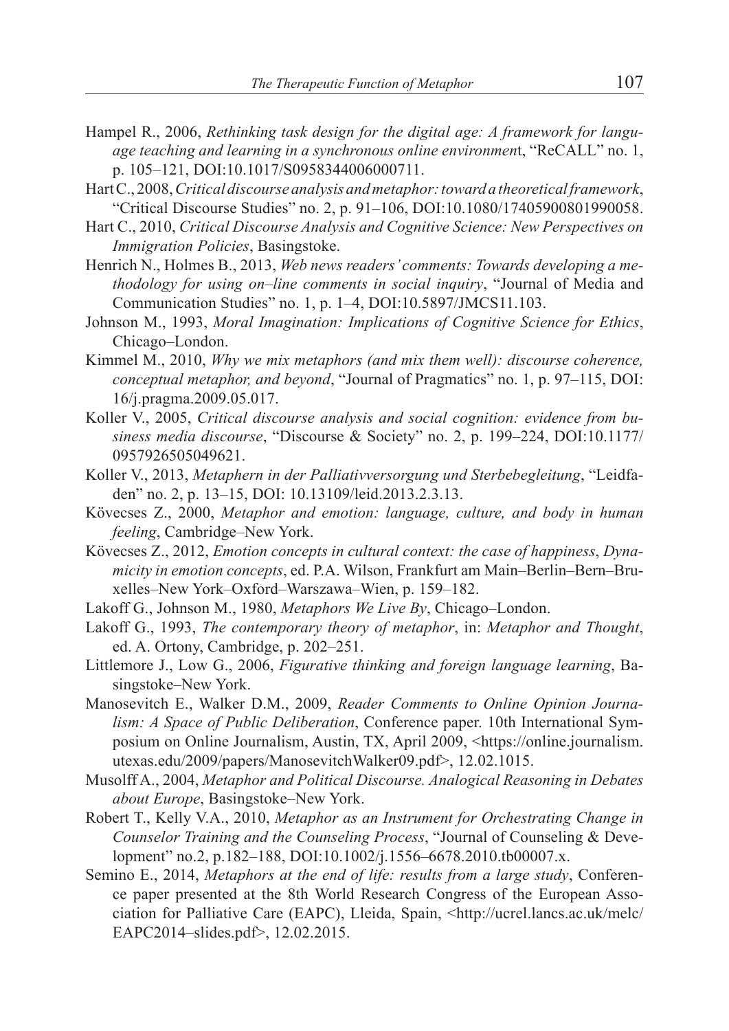Hampel R., 2006, *Rethinking task design for the digital age: A framework for language teaching and learning in a synchronous online environmen*t, "ReCALL" no. 1, p. 105–121, DOI:10.1017/S0958344006000711.

Hart C., 2008, *Critical discourse analysis and metaphor: toward a theoretical framework*, "Critical Discourse Studies" no. 2, p. 91–106, DOI:10.1080/17405900801990058.

Hart C., 2010, *Critical Discourse Analysis and Cognitive Science: New Perspectives on Immigration Policies*, Basingstoke.

Henrich N., Holmes B., 2013, *Web news readers' comments: Towards developing a methodology for using on–line comments in social inquiry*, "Journal of Media and Communication Studies" no. 1, p. 1–4, DOI:10.5897/JMCS11.103.

Johnson M., 1993, *Moral Imagination: Implications of Cognitive Science for Ethics*, Chicago–London.

Kimmel M., 2010, *Why we mix metaphors (and mix them well): discourse coherence, conceptual metaphor, and beyond*, "Journal of Pragmatics" no. 1, p. 97–115, DOI: 16/j.pragma.2009.05.017.

Koller V., 2005, *Critical discourse analysis and social cognition: evidence from business media discourse*, "Discourse & Society" no. 2, p. 199–224, DOI:10.1177/0957926505049621.

Koller V., 2013, *Metaphern in der Palliativversorgung und Sterbebegleitung*, "Leidfaden" no. 2, p. 13–15, DOI: 10.13109/leid.2013.2.3.13.

Kövecses Z., 2000, *Metaphor and emotion: language, culture, and body in human feeling*, Cambridge–New York.

Kövecses Z., 2012, *Emotion concepts in cultural context: the case of happiness*, *Dynamicity in emotion concepts*, ed. P.A. Wilson, Frankfurt am Main–Berlin–Bern–Bruxelles–New York–Oxford–Warszawa–Wien, p. 159–182.

Lakoff G., Johnson M., 1980, *Metaphors We Live By*, Chicago–London.

Lakoff G., 1993, *The contemporary theory of metaphor*, in: *Metaphor and Thought*, ed. A. Ortony, Cambridge, p. 202–251.

Littlemore J., Low G., 2006, *Figurative thinking and foreign language learning*, Basingstoke–New York.

Manosevitch E., Walker D.M., 2009, *Reader Comments to Online Opinion Journalism: A Space of Public Deliberation*, Conference paper. 10th International Symposium on Online Journalism, Austin, TX, April 2009, <https://online.journalism.utexas.edu/2009/papers/ManosevitchWalker09.pdf>, 12.02.1015.

Musolff A., 2004, *Metaphor and Political Discourse. Analogical Reasoning in Debates about Europe*, Basingstoke–New York.

Robert T., Kelly V.A., 2010, *Metaphor as an Instrument for Orchestrating Change in Counselor Training and the Counseling Process*, "Journal of Counseling & Development" no.2, p.182–188, DOI:10.1002/j.1556–6678.2010.tb00007.x.

Semino E., 2014, *Metaphors at the end of life: results from a large study*, Conference paper presented at the 8th World Research Congress of the European Association for Palliative Care (EAPC), Lleida, Spain, <http://ucrel.lancs.ac.uk/melc/EAPC2014–slides.pdf>, 12.02.2015.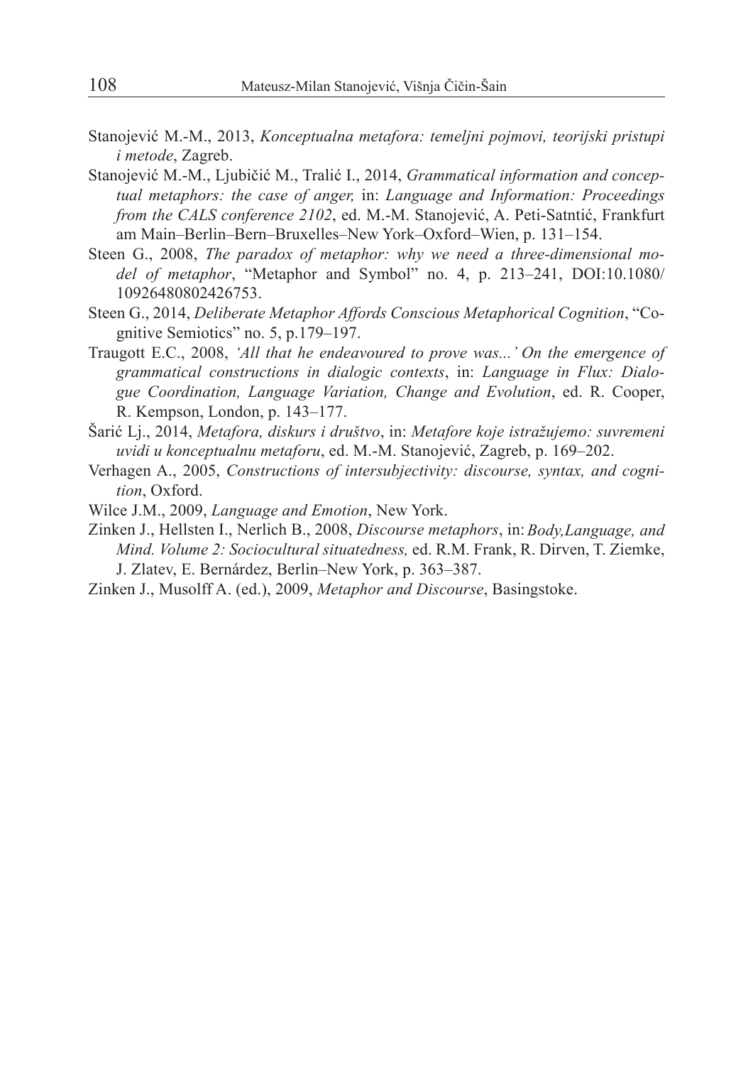Stanojević M.-M., 2013, *Konceptualna metafora: temeljni pojmovi, teorijski pristupi i metode*, Zagreb.

Stanojević M.-M., Ljubičić M., Tralić I., 2014, *Grammatical information and conceptual metaphors: the case of anger,* in: *Language and Information: Proceedings from the CALS conference 2102*, ed. M.-M. Stanojević, A. Peti-Satntić, Frankfurt am Main–Berlin–Bern–Bruxelles–New York–Oxford–Wien, p. 131–154.

Steen G., 2008, *The paradox of metaphor: why we need a three-dimensional model of metaphor*, "Metaphor and Symbol" no. 4, p. 213–241, DOI:10.1080/10926480802426753.

Steen G., 2014, *Deliberate Metaphor Affords Conscious Metaphorical Cognition*, "Cognitive Semiotics" no. 5, p.179–197.

Traugott E.C., 2008, *'All that he endeavoured to prove was...' On the emergence of grammatical constructions in dialogic contexts*, in: *Language in Flux: Dialogue Coordination, Language Variation, Change and Evolution*, ed. R. Cooper, R. Kempson, London, p. 143–177.

Šarić Lj., 2014, *Metafora, diskurs i društvo*, in: *Metafore koje istražujemo: suvremeni uvidi u konceptualnu metaforu*, ed. M.-M. Stanojević, Zagreb, p. 169–202.

Verhagen A., 2005, *Constructions of intersubjectivity: discourse, syntax, and cognition*, Oxford.

Wilce J.M., 2009, *Language and Emotion*, New York.

Zinken J., Hellsten I., Nerlich B., 2008, *Discourse metaphors*, in: *Body,Language, and Mind. Volume 2: Sociocultural situatedness,* ed. R.M. Frank, R. Dirven, T. Ziemke, J. Zlatev, E. Bernárdez, Berlin–New York, p. 363–387.

Zinken J., Musolff A. (ed.), 2009, *Metaphor and Discourse*, Basingstoke.